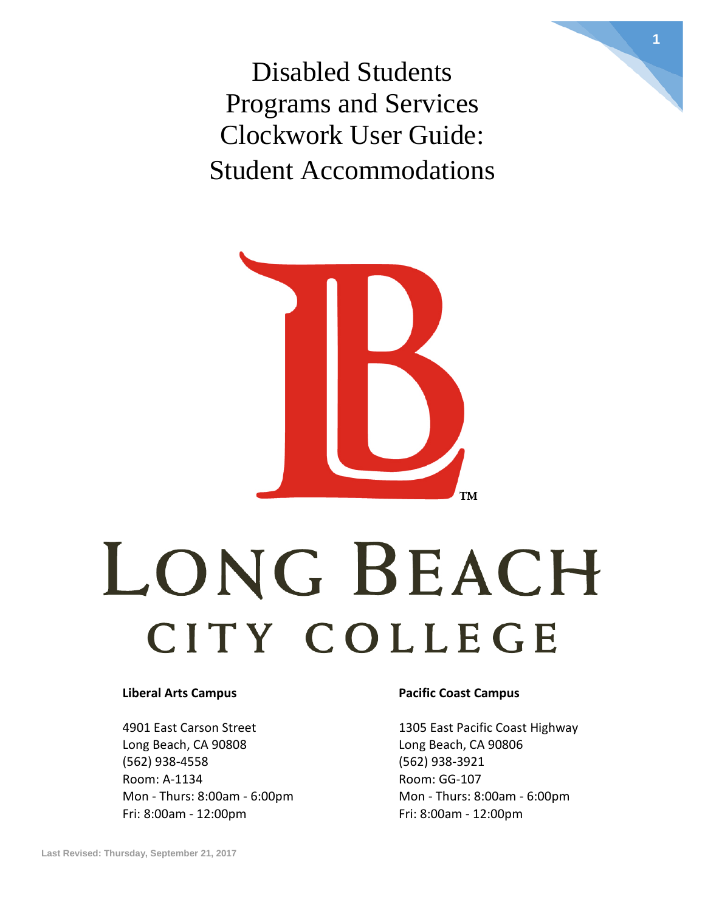# Disabled Students Programs and Services Clockwork User Guide: Student Accommodations

LONG BEACH CITY COLLEGE

**Liberal Arts Campus**

4901 East Carson Street
Long Beach, CA 90808
(562) 938-4558
Room: A-1134
Mon - Thurs: 8:00am - 6:00pm
Fri: 8:00am - 12:00pm

**Pacific Coast Campus**

1305 East Pacific Coast Highway
Long Beach, CA 90806
(562) 938-3921
Room: GG-107
Mon - Thurs: 8:00am - 6:00pm
Fri: 8:00am - 12:00pm

Last Revised: Thursday, September 21, 2017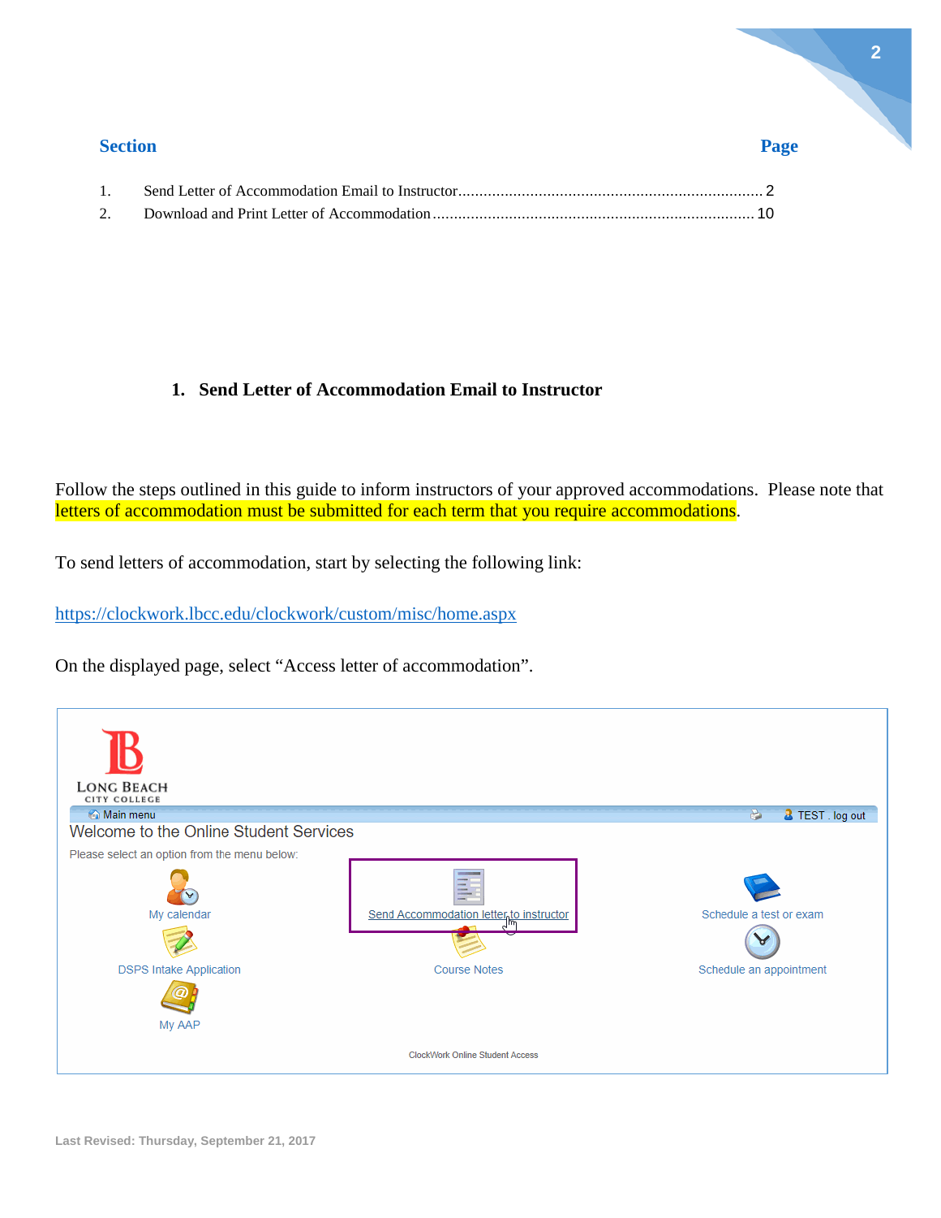| Section | Page |
|---|---|
| 1. Send Letter of Accommodation Email to Instructor | 2 |
| 2. Download and Print Letter of Accommodation | 10 |

## 1. Send Letter of Accommodation Email to Instructor

Follow the steps outlined in this guide to inform instructors of your approved accommodations. Please note that letters of accommodation must be submitted for each term that you require accommodations.

To send letters of accommodation, start by selecting the following link:

https://clockwork.lbcc.edu/clockwork/custom/misc/home.aspx

On the displayed page, select "Access letter of accommodation".

Last Revised: Thursday, September 21, 2017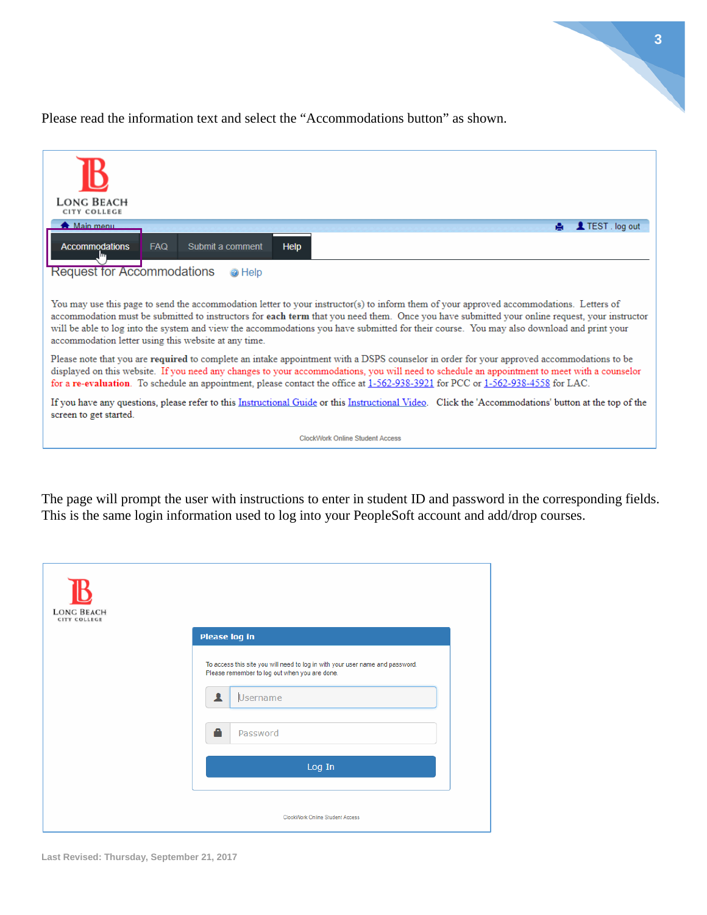Please read the information text and select the "Accommodations button" as shown.

LONG BEACH
CITY COLLEGE

Main menu | TEST . log out

Accommodations | FAQ | Submit a comment | Help

Request for Accommodations    Help

You may use this page to send the accommodation letter to your instructor(s) to inform them of your approved accommodations. Letters of accommodation must be submitted to instructors for **each term** that you need them. Once you have submitted your online request, your instructor will be able to log into the system and view the accommodations you have submitted for their course. You may also download and print your accommodation letter using this website at any time.

Please note that you are **required** to complete an intake appointment with a DSPS counselor in order for your approved accommodations to be displayed on this website. If you need any changes to your accommodations, you will need to schedule an appointment to meet with a counselor for a **re-evaluation**. To schedule an appointment, please contact the office at 1-562-938-3921 for PCC or 1-562-938-4558 for LAC.

If you have any questions, please refer to this Instructional Guide or this Instructional Video. Click the 'Accommodations' button at the top of the screen to get started.

ClockWork Online Student Access

The page will prompt the user with instructions to enter in student ID and password in the corresponding fields. This is the same login information used to log into your PeopleSoft account and add/drop courses.

LONG BEACH
CITY COLLEGE

**Please log in**

To access this site you will need to log in with your user name and password.
Please remember to log out when you are done.

Username

Password

Log In

ClockWork Online Student Access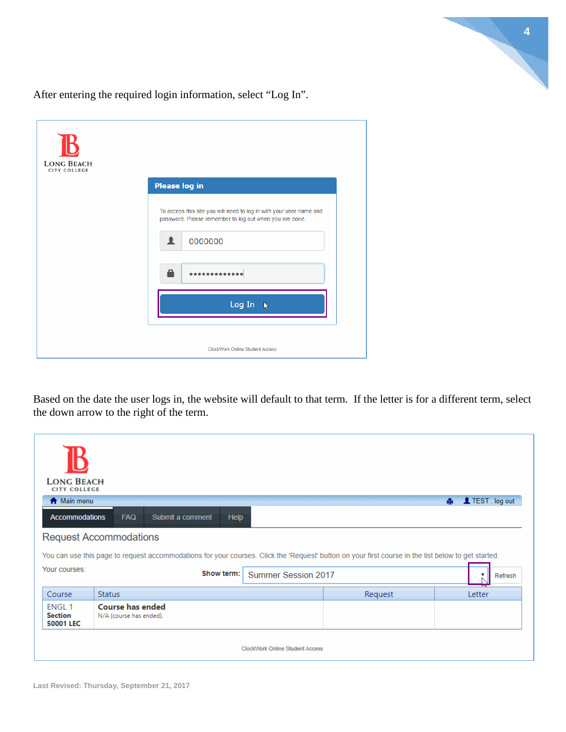After entering the required login information, select "Log In".

Please log in

To access this site you will need to log in with your user name and password. Please remember to log out when you are done.

0000000

Log In

ClockWork Online Student Access

Based on the date the user logs in, the website will default to that term. If the letter is for a different term, select the down arrow to the right of the term.

Main menu | TEST . log out

Accommodations | FAQ | Submit a comment | Help

Request Accommodations

You can use this page to request accommodations for your courses. Click the 'Request' button on your first course in the list below to get started.

Your courses:

Show term: Summer Session 2017 | Refresh

| Course | Status | Request | Letter |
|---|---|---|---|
| ENGL 1 **Section 50001 LEC** | **Course has ended** N/A (course has ended). | | |

ClockWork Online Student Access

Last Revised: Thursday, September 21, 2017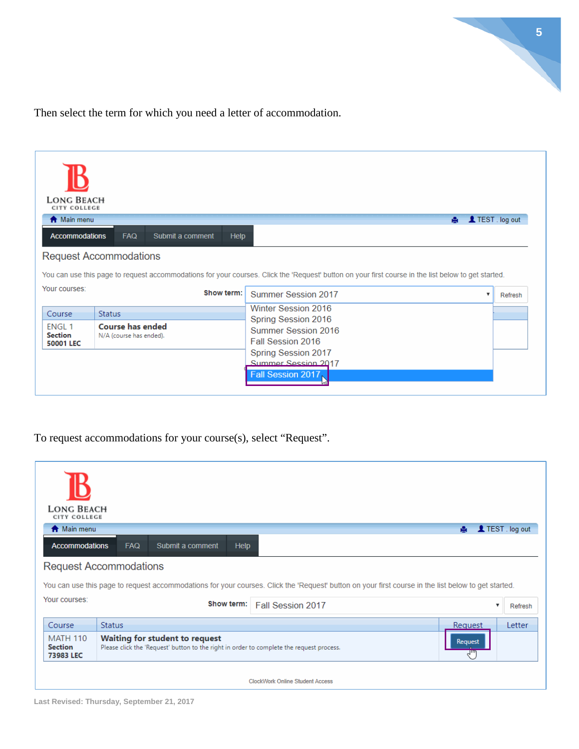Then select the term for which you need a letter of accommodation.

LONG BEACH
CITY COLLEGE

Main menu | TEST . log out

Accommodations | FAQ | Submit a comment | Help

Request Accommodations

You can use this page to request accommodations for your courses. Click the 'Request' button on your first course in the list below to get started.

Your courses:

**Show term:** Summer Session 2017 | Refresh

- Winter Session 2016
- Spring Session 2016
- Summer Session 2016
- Fall Session 2016
- Spring Session 2017
- Summer Session 2017
- Fall Session 2017

| Course | Status |
|---|---|
| ENGL 1 **Section 50001 LEC** | **Course has ended** N/A (course has ended). |

To request accommodations for your course(s), select "Request".

LONG BEACH
CITY COLLEGE

Main menu | TEST . log out

Accommodations | FAQ | Submit a comment | Help

Request Accommodations

You can use this page to request accommodations for your courses. Click the 'Request' button on your first course in the list below to get started.

Your courses:

**Show term:** Fall Session 2017 | Refresh

| Course | Status | Request | Letter |
|---|---|---|---|
| MATH 110 **Section 73983 LEC** | **Waiting for student to request** Please click the 'Request' button to the right in order to complete the request process. | Request | |

ClockWork Online Student Access

Last Revised: Thursday, September 21, 2017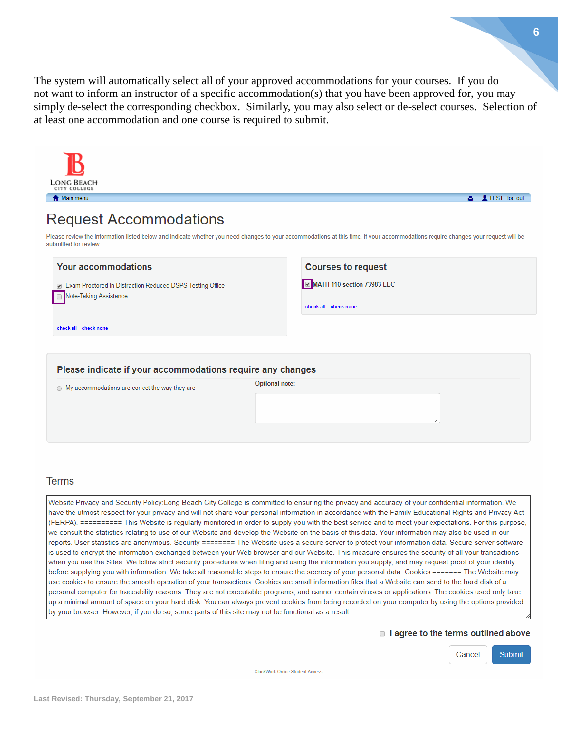The system will automatically select all of your approved accommodations for your courses. If you do not want to inform an instructor of a specific accommodation(s) that you have been approved for, you may simply de-select the corresponding checkbox. Similarly, you may also select or de-select courses. Selection of at least one accommodation and one course is required to submit.

LONG BEACH CITY COLLEGE

Main menu | TEST . log out

# Request Accommodations

Please review the information listed below and indicate whether you need changes to your accommodations at this time. If your accommodations require changes your request will be submitted for review.

## Your accommodations

- [x] Exam Proctored in Distraction Reduced DSPS Testing Office
- [ ] Note-Taking Assistance

check all check none

## Courses to request

- [x] MATH 110 section 73983 LEC

check all check none

## Please indicate if your accommodations require any changes

- ( ) My accommodations are correct the way they are

Optional note:

## Terms

Website Privacy and Security Policy:Long Beach City College is committed to ensuring the privacy and accuracy of your confidential information. We have the utmost respect for your privacy and will not share your personal information in accordance with the Family Educational Rights and Privacy Act (FERPA). ========== This Website is regularly monitored in order to supply you with the best service and to meet your expectations. For this purpose, we consult the statistics relating to use of our Website and develop the Website on the basis of this data. Your information may also be used in our reports. User statistics are anonymous. Security ======== The Website uses a secure server to protect your information data. Secure server software is used to encrypt the information exchanged between your Web browser and our Website. This measure ensures the security of all your transactions when you use the Sites. We follow strict security procedures when filing and using the information you supply, and may request proof of your identity before supplying you with information. We take all reasonable steps to ensure the secrecy of your personal data. Cookies ======= The Website may use cookies to ensure the smooth operation of your transactions. Cookies are small information files that a Website can send to the hard disk of a personal computer for traceability reasons. They are not executable programs, and cannot contain viruses or applications. The cookies used only take up a minimal amount of space on your hard disk. You can always prevent cookies from being recorded on your computer by using the options provided by your browser. However, if you do so, some parts of this site may not be functional as a result.

- [ ] **I agree to the terms outlined above**

Cancel | Submit

ClockWork Online Student Access

**Last Revised: Thursday, September 21, 2017**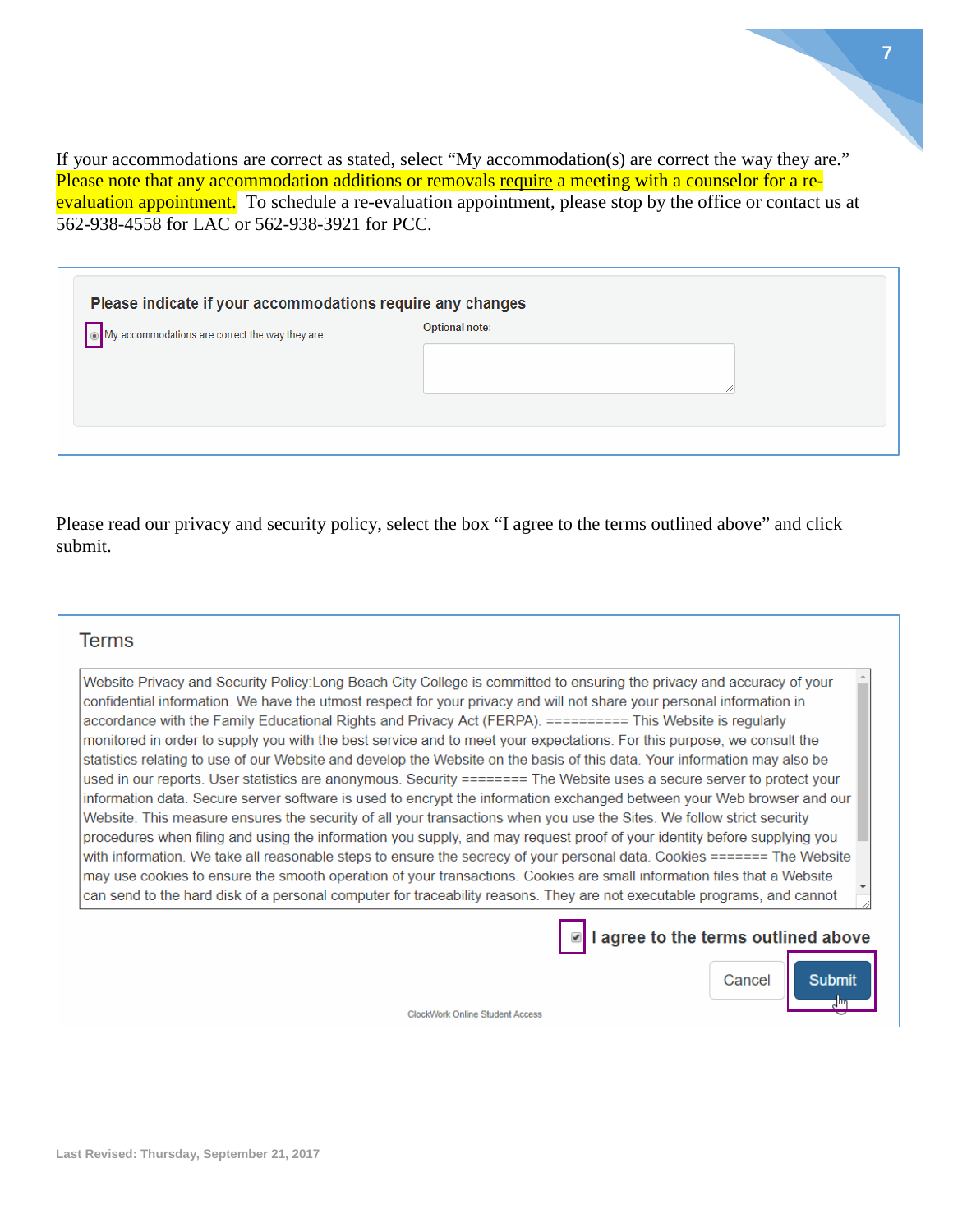If your accommodations are correct as stated, select "My accommodation(s) are correct the way they are." Please note that any accommodation additions or removals require a meeting with a counselor for a re-evaluation appointment. To schedule a re-evaluation appointment, please stop by the office or contact us at 562-938-4558 for LAC or 562-938-3921 for PCC.

**Please indicate if your accommodations require any changes**

My accommodations are correct the way they are

Optional note:

Please read our privacy and security policy, select the box "I agree to the terms outlined above" and click submit.

Terms

Website Privacy and Security Policy:Long Beach City College is committed to ensuring the privacy and accuracy of your confidential information. We have the utmost respect for your privacy and will not share your personal information in accordance with the Family Educational Rights and Privacy Act (FERPA). ========== This Website is regularly monitored in order to supply you with the best service and to meet your expectations. For this purpose, we consult the statistics relating to use of our Website and develop the Website on the basis of this data. Your information may also be used in our reports. User statistics are anonymous. Security ======== The Website uses a secure server to protect your information data. Secure server software is used to encrypt the information exchanged between your Web browser and our Website. This measure ensures the security of all your transactions when you use the Sites. We follow strict security procedures when filing and using the information you supply, and may request proof of your identity before supplying you with information. We take all reasonable steps to ensure the secrecy of your personal data. Cookies ======= The Website may use cookies to ensure the smooth operation of your transactions. Cookies are small information files that a Website can send to the hard disk of a personal computer for traceability reasons. They are not executable programs, and cannot

I agree to the terms outlined above

Cancel Submit

ClockWork Online Student Access

Last Revised: Thursday, September 21, 2017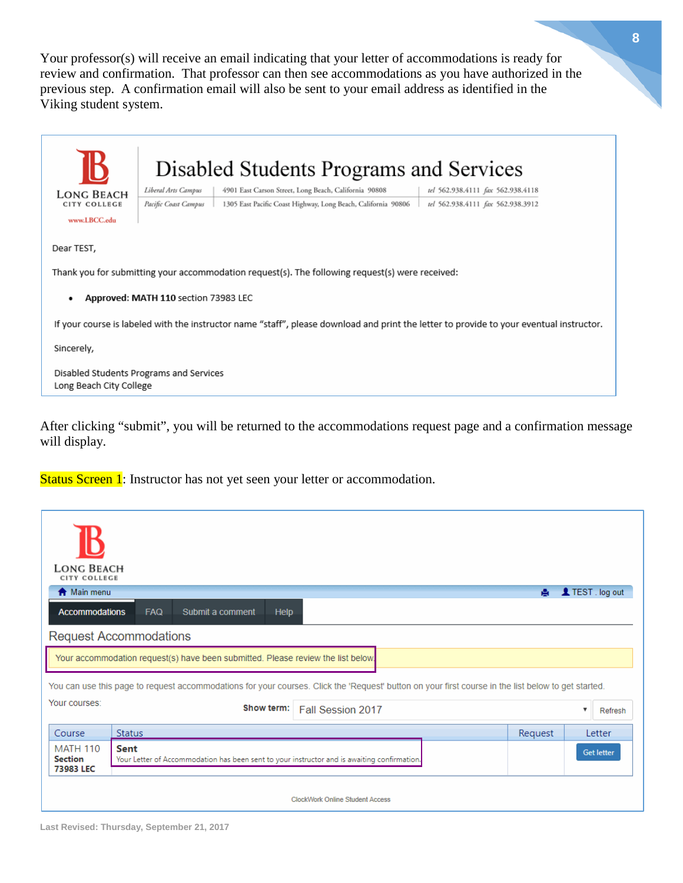Your professor(s) will receive an email indicating that your letter of accommodations is ready for review and confirmation. That professor can then see accommodations as you have authorized in the previous step. A confirmation email will also be sent to your email address as identified in the Viking student system.

**Long Beach City College** | www.LBCC.edu

# Disabled Students Programs and Services

*Liberal Arts Campus* | 4901 East Carson Street, Long Beach, California 90808 | *tel* 562.938.4111 *fax* 562.938.4118

*Pacific Coast Campus* | 1305 East Pacific Coast Highway, Long Beach, California 90806 | *tel* 562.938.4111 *fax* 562.938.3912

Dear TEST,

Thank you for submitting your accommodation request(s). The following request(s) were received:

- **Approved: MATH 110** section 73983 LEC

If your course is labeled with the instructor name "staff", please download and print the letter to provide to your eventual instructor.

Sincerely,

Disabled Students Programs and Services
Long Beach City College

After clicking "submit", you will be returned to the accommodations request page and a confirmation message will display.

Status Screen 1: Instructor has not yet seen your letter or accommodation.

Long Beach City College

Main menu | TEST . log out

Accommodations | FAQ | Submit a comment | Help

## Request Accommodations

Your accommodation request(s) have been submitted. Please review the list below.

You can use this page to request accommodations for your courses. Click the 'Request' button on your first course in the list below to get started.

Your courses: **Show term:** Fall Session 2017 | Refresh

| Course | Status | Request | Letter |
|---|---|---|---|
| MATH 110 **Section 73983 LEC** | **Sent** Your Letter of Accommodation has been sent to your instructor and is awaiting confirmation. | | Get letter |

ClockWork Online Student Access

Last Revised: Thursday, September 21, 2017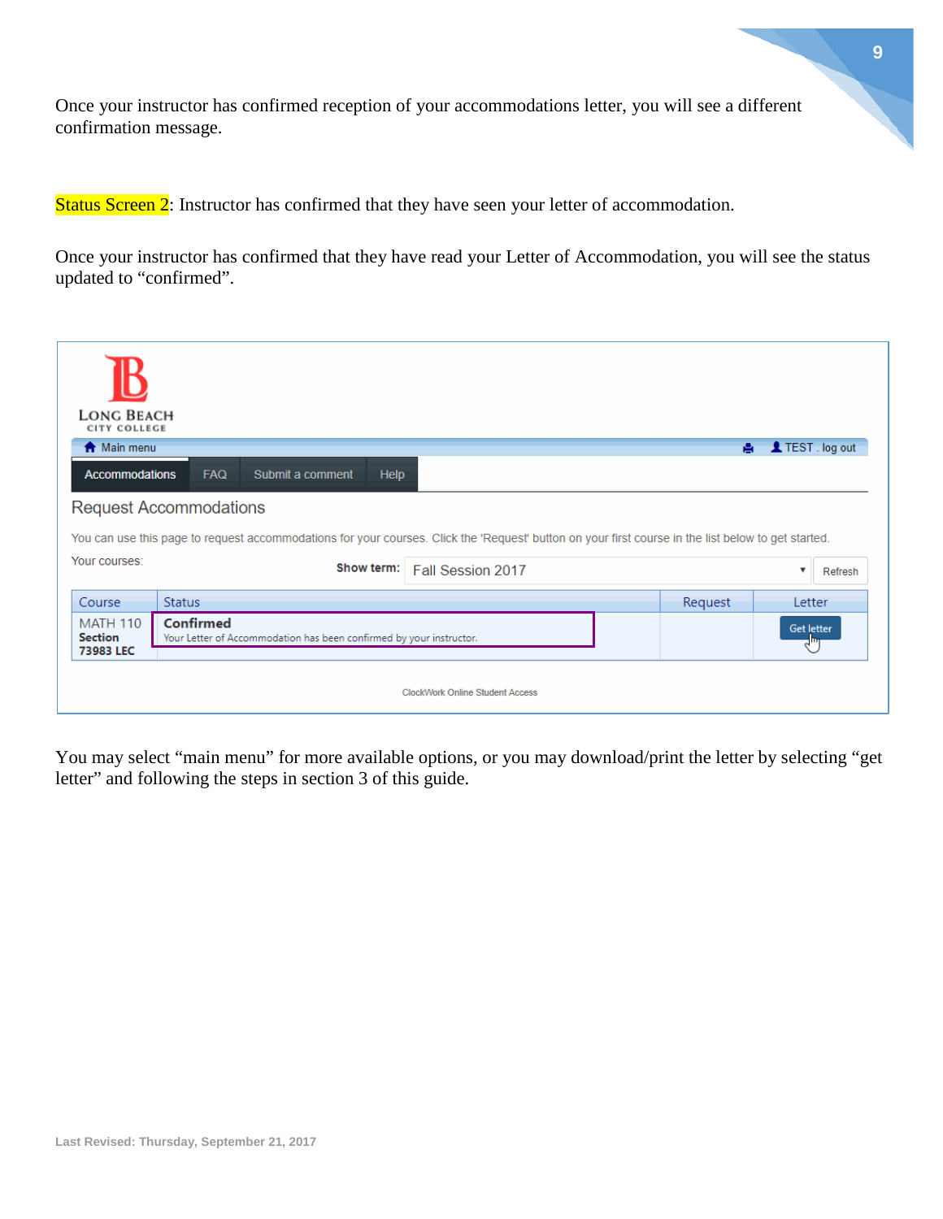Once your instructor has confirmed reception of your accommodations letter, you will see a different confirmation message.

Status Screen 2: Instructor has confirmed that they have seen your letter of accommodation.

Once your instructor has confirmed that they have read your Letter of Accommodation, you will see the status updated to "confirmed".

LONG BEACH CITY COLLEGE

Main menu | TEST . log out

Accommodations | FAQ | Submit a comment | Help

Request Accommodations

You can use this page to request accommodations for your courses. Click the 'Request' button on your first course in the list below to get started.

Your courses: **Show term:** Fall Session 2017 Refresh

| Course | Status | Request | Letter |
|---|---|---|---|
| MATH 110 **Section 73983 LEC** | **Confirmed** Your Letter of Accommodation has been confirmed by your instructor. | | Get letter |

ClockWork Online Student Access

You may select "main menu" for more available options, or you may download/print the letter by selecting "get letter" and following the steps in section 3 of this guide.

Last Revised: Thursday, September 21, 2017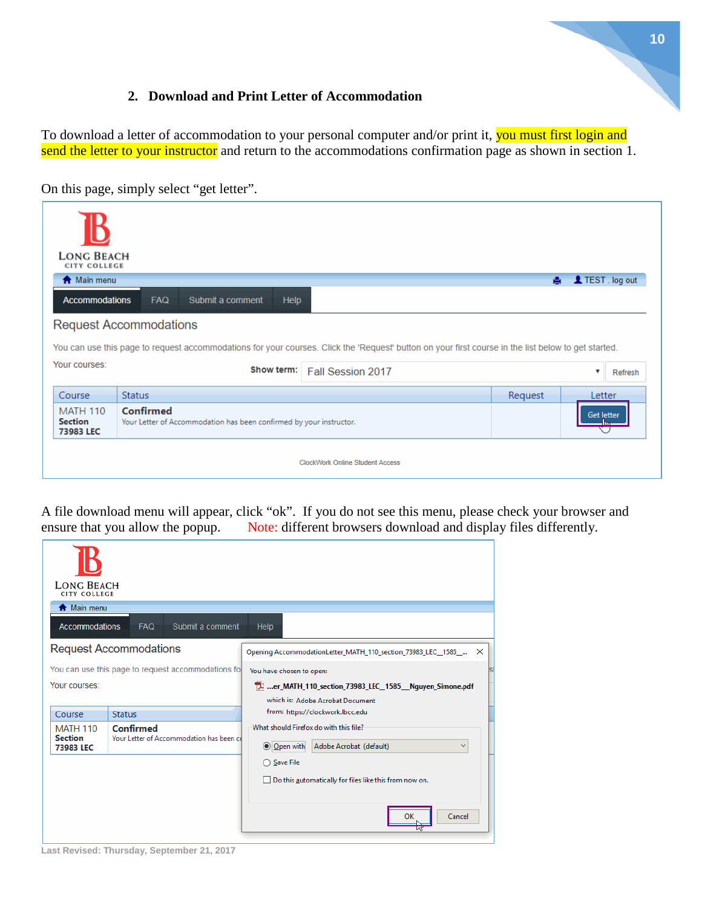## 2. Download and Print Letter of Accommodation

To download a letter of accommodation to your personal computer and/or print it, you must first login and send the letter to your instructor and return to the accommodations confirmation page as shown in section 1.

On this page, simply select "get letter".

A file download menu will appear, click "ok". If you do not see this menu, please check your browser and ensure that you allow the popup. Note: different browsers download and display files differently.

Last Revised: Thursday, September 21, 2017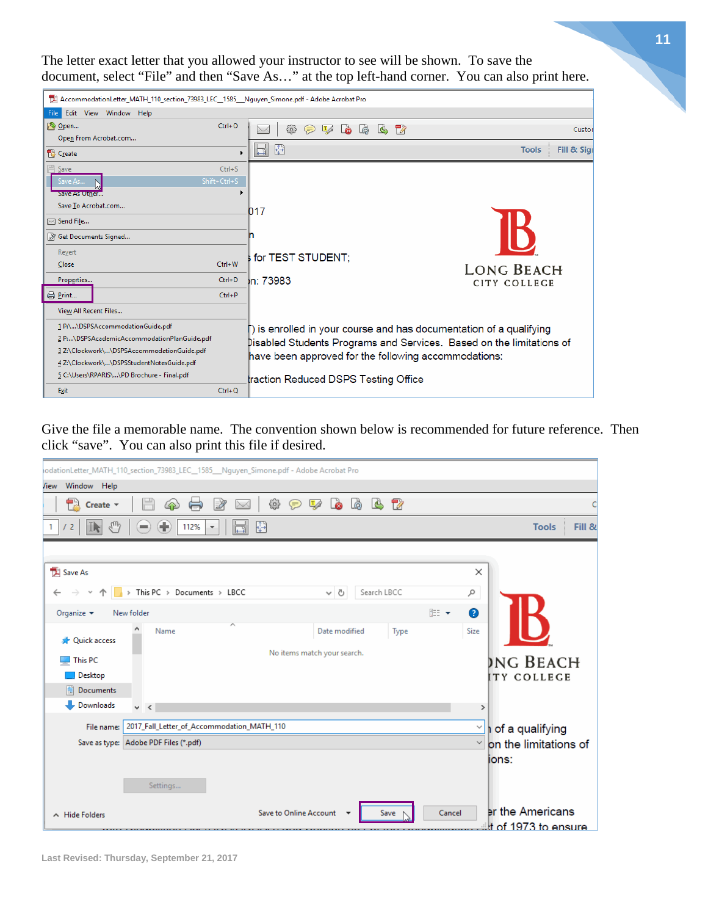The letter exact letter that you allowed your instructor to see will be shown. To save the document, select "File" and then "Save As…" at the top left-hand corner. You can also print here.

Give the file a memorable name. The convention shown below is recommended for future reference. Then click "save". You can also print this file if desired.

Last Revised: Thursday, September 21, 2017